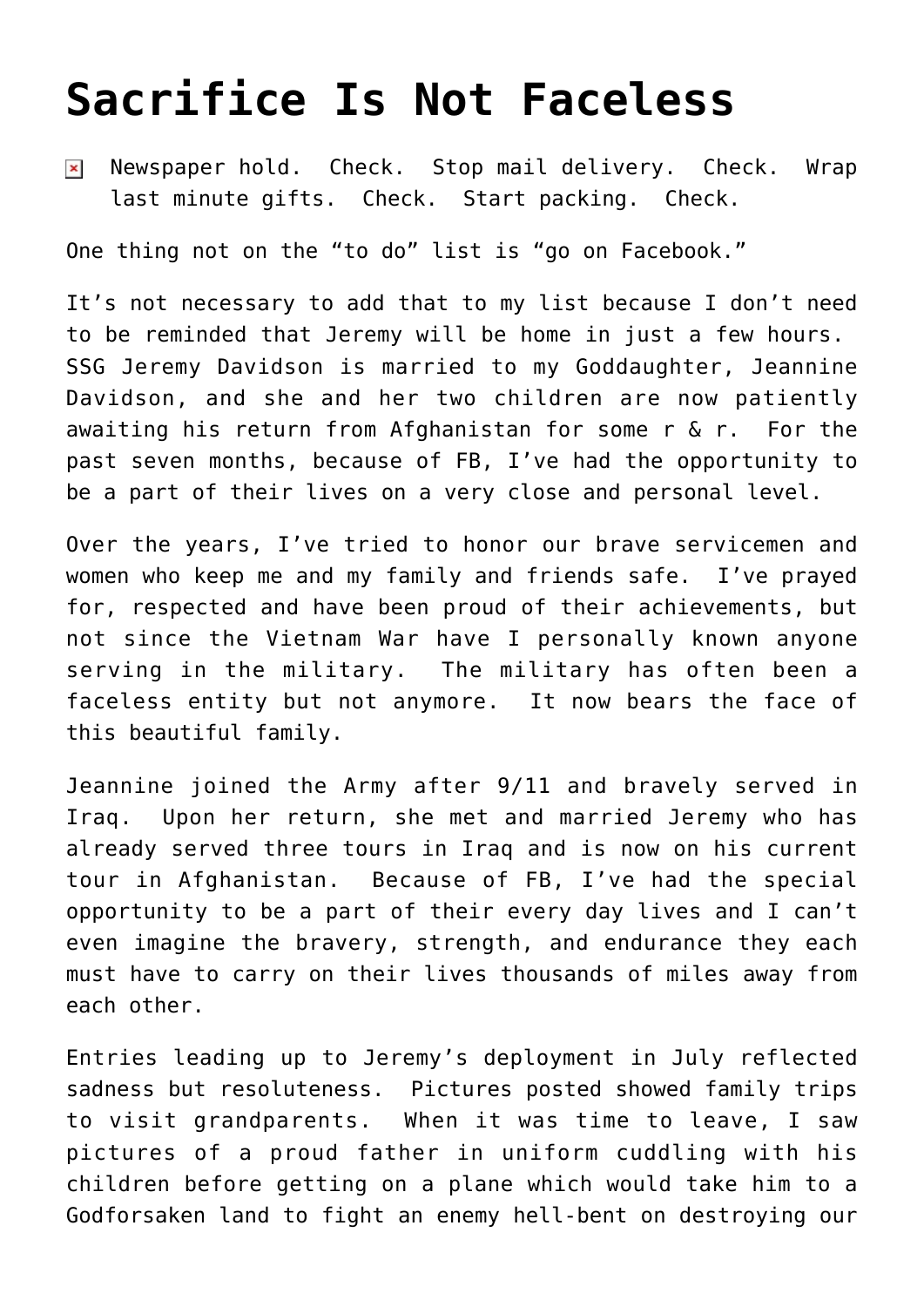# Sacrifice Is Not Faceless

Newspaper hold. Check. Stop mail delivery. Check. Wrap last minute gifts. Check. Start packing. Check.

One thing not on the "to do" list is "go on Facebook."

It's not necessary to add that to my list because I don't need to be reminded that Jeremy will be home in just a few hours. SSG Jeremy Davidson is married to my Goddaughter, Jeannine Davidson, and she and her two children are now patiently awaiting his return from Afghanistan for some r & r. For the past seven months, because of FB, I've had the opportunity to be a part of their lives on a very close and personal level.

Over the years, I've tried to honor our brave servicemen and women who keep me and my family and friends safe. I've prayed for, respected and have been proud of their achievements, but not since the Vietnam War have I personally known anyone serving in the military. The military has often been a faceless entity but not anymore. It now bears the face of this beautiful family.

Jeannine joined the Army after 9/11 and bravely served in Iraq. Upon her return, she met and married Jeremy who has already served three tours in Iraq and is now on his current tour in Afghanistan. Because of FB, I've had the special opportunity to be a part of their every day lives and I can't even imagine the bravery, strength, and endurance they each must have to carry on their lives thousands of miles away from each other.

Entries leading up to Jeremy's deployment in July reflected sadness but resoluteness. Pictures posted showed family trips to visit grandparents. When it was time to leave, I saw pictures of a proud father in uniform cuddling with his children before getting on a plane which would take him to a Godforsaken land to fight an enemy hell-bent on destroying our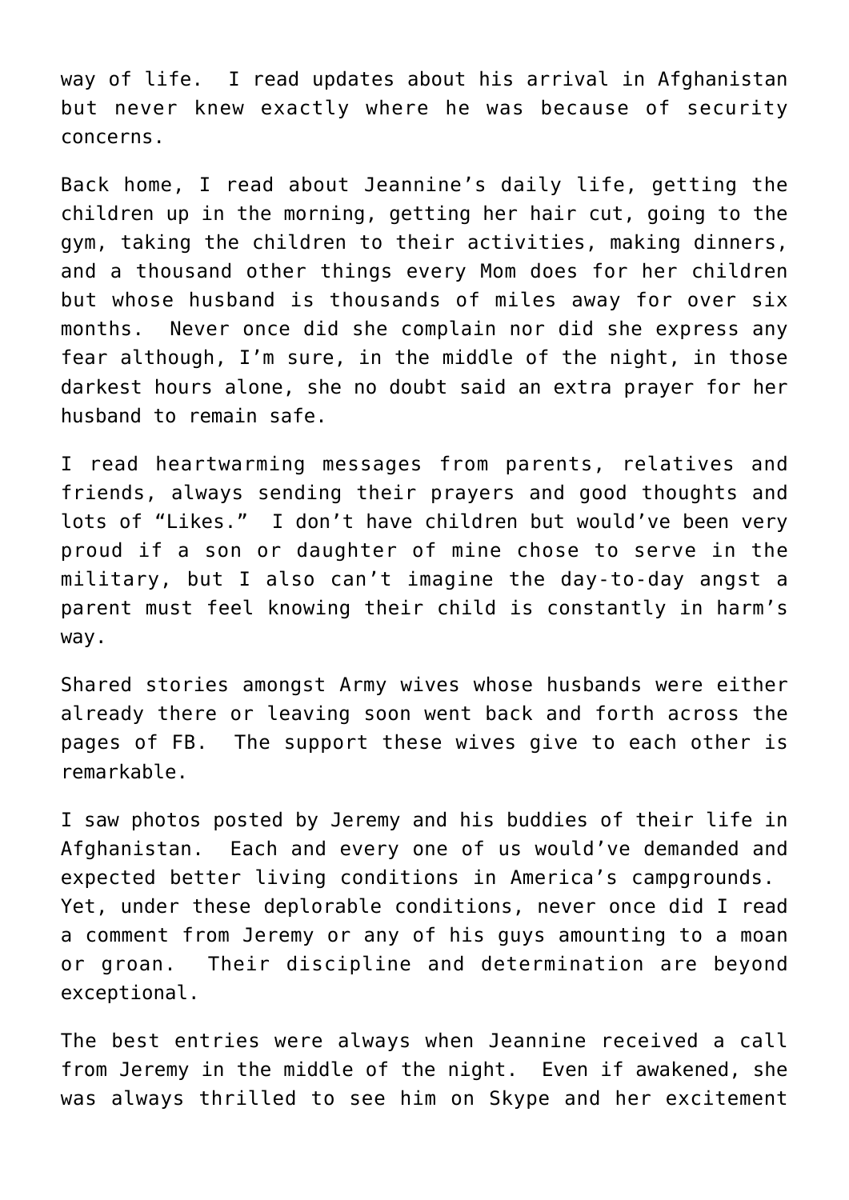way of life. I read updates about his arrival in Afghanistan but never knew exactly where he was because of security concerns.

Back home, I read about Jeannine's daily life, getting the children up in the morning, getting her hair cut, going to the gym, taking the children to their activities, making dinners, and a thousand other things every Mom does for her children but whose husband is thousands of miles away for over six months. Never once did she complain nor did she express any fear although, I'm sure, in the middle of the night, in those darkest hours alone, she no doubt said an extra prayer for her husband to remain safe.

I read heartwarming messages from parents, relatives and friends, always sending their prayers and good thoughts and lots of "Likes." I don't have children but would've been very proud if a son or daughter of mine chose to serve in the military, but I also can't imagine the day-to-day angst a parent must feel knowing their child is constantly in harm's way.

Shared stories amongst Army wives whose husbands were either already there or leaving soon went back and forth across the pages of FB. The support these wives give to each other is remarkable.

I saw photos posted by Jeremy and his buddies of their life in Afghanistan. Each and every one of us would've demanded and expected better living conditions in America's campgrounds. Yet, under these deplorable conditions, never once did I read a comment from Jeremy or any of his guys amounting to a moan or groan. Their discipline and determination are beyond exceptional.

The best entries were always when Jeannine received a call from Jeremy in the middle of the night. Even if awakened, she was always thrilled to see him on Skype and her excitement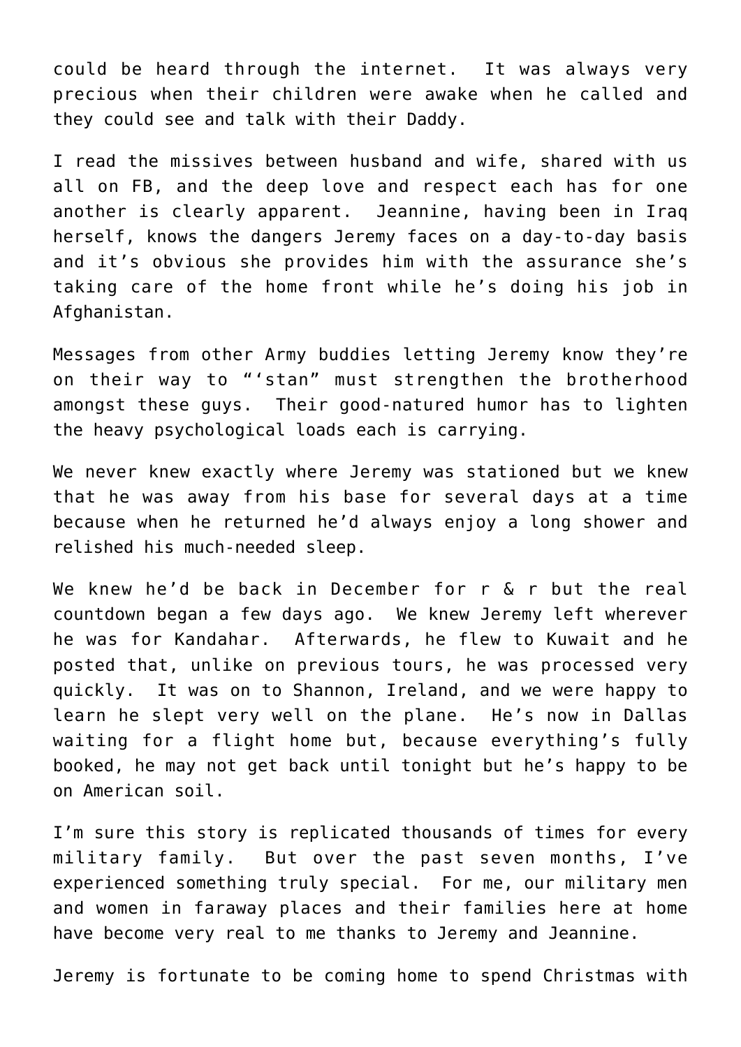could be heard through the internet. It was always very precious when their children were awake when he called and they could see and talk with their Daddy.

I read the missives between husband and wife, shared with us all on FB, and the deep love and respect each has for one another is clearly apparent. Jeannine, having been in Iraq herself, knows the dangers Jeremy faces on a day-to-day basis and it's obvious she provides him with the assurance she's taking care of the home front while he's doing his job in Afghanistan.

Messages from other Army buddies letting Jeremy know they're on their way to "'stan" must strengthen the brotherhood amongst these guys. Their good-natured humor has to lighten the heavy psychological loads each is carrying.

We never knew exactly where Jeremy was stationed but we knew that he was away from his base for several days at a time because when he returned he'd always enjoy a long shower and relished his much-needed sleep.

We knew he'd be back in December for r & r but the real countdown began a few days ago. We knew Jeremy left wherever he was for Kandahar. Afterwards, he flew to Kuwait and he posted that, unlike on previous tours, he was processed very quickly. It was on to Shannon, Ireland, and we were happy to learn he slept very well on the plane. He's now in Dallas waiting for a flight home but, because everything's fully booked, he may not get back until tonight but he's happy to be on American soil.

I'm sure this story is replicated thousands of times for every military family. But over the past seven months, I've experienced something truly special. For me, our military men and women in faraway places and their families here at home have become very real to me thanks to Jeremy and Jeannine.

Jeremy is fortunate to be coming home to spend Christmas with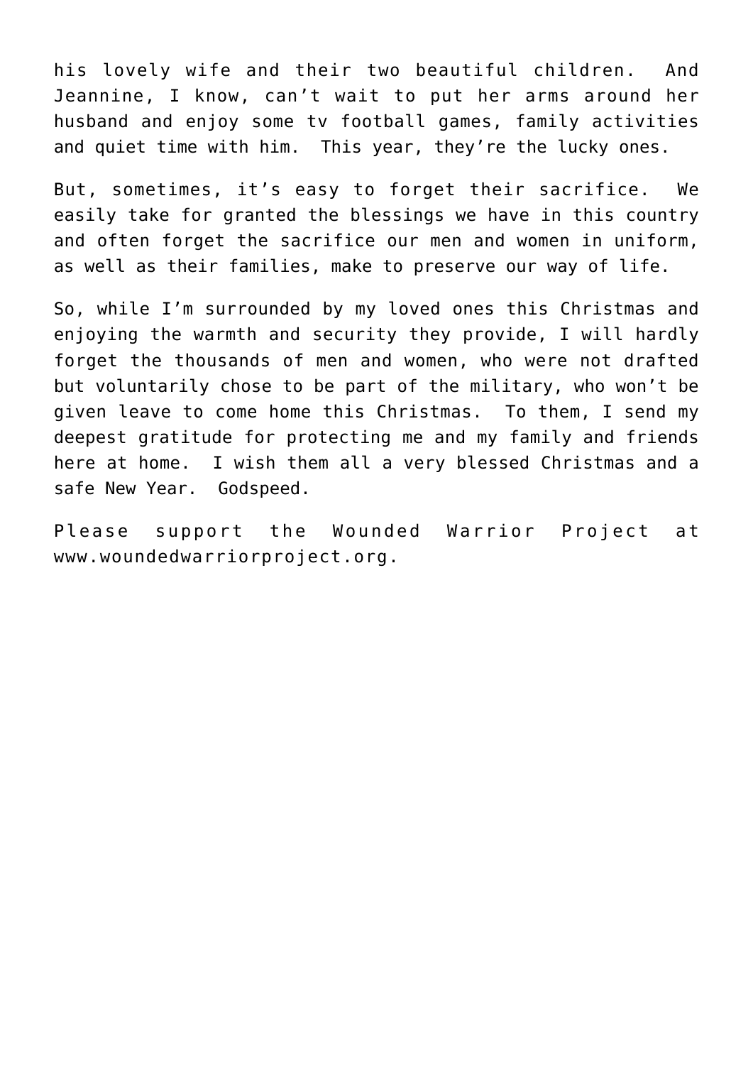his lovely wife and their two beautiful children. And Jeannine, I know, can't wait to put her arms around her husband and enjoy some tv football games, family activities and quiet time with him. This year, they're the lucky ones.

But, sometimes, it's easy to forget their sacrifice. We easily take for granted the blessings we have in this country and often forget the sacrifice our men and women in uniform, as well as their families, make to preserve our way of life.

So, while I'm surrounded by my loved ones this Christmas and enjoying the warmth and security they provide, I will hardly forget the thousands of men and women, who were not drafted but voluntarily chose to be part of the military, who won't be given leave to come home this Christmas. To them, I send my deepest gratitude for protecting me and my family and friends here at home. I wish them all a very blessed Christmas and a safe New Year. Godspeed.

Please support the Wounded Warrior Project at www.woundedwarriorproject.org.